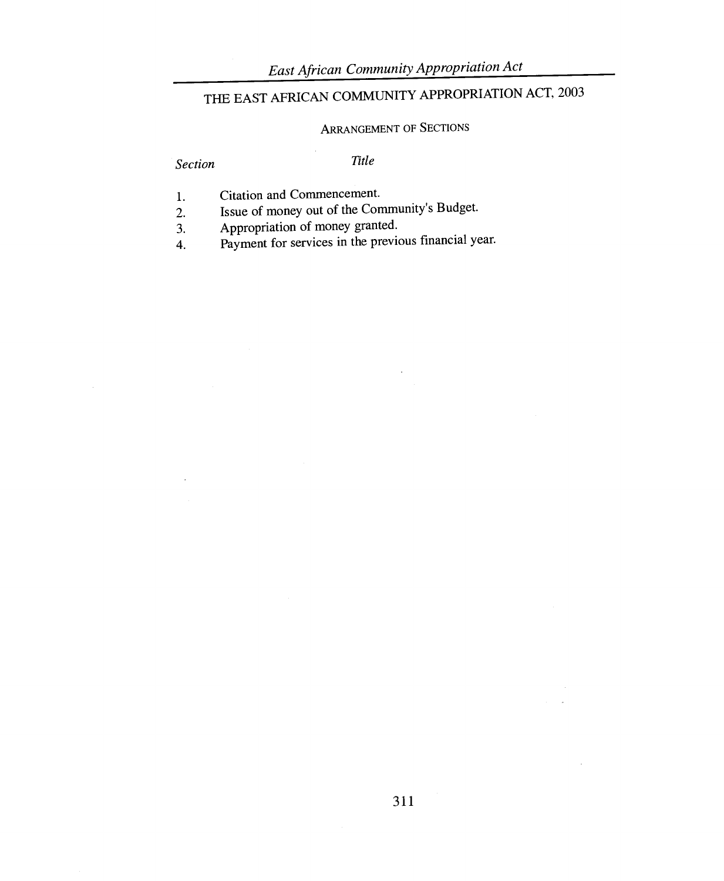# THE EAST AFRICAN COMMUNITY APPROPRIATION ACT, 2003

## ARRANGEMENT OF SECTIONS

| *Section* | *Title* |
|---|---|
| 1. | Citation and Commencement. |
| 2. | Issue of money out of the Community's Budget. |
| 3. | Appropriation of money granted. |
| 4. | Payment for services in the previous financial year. |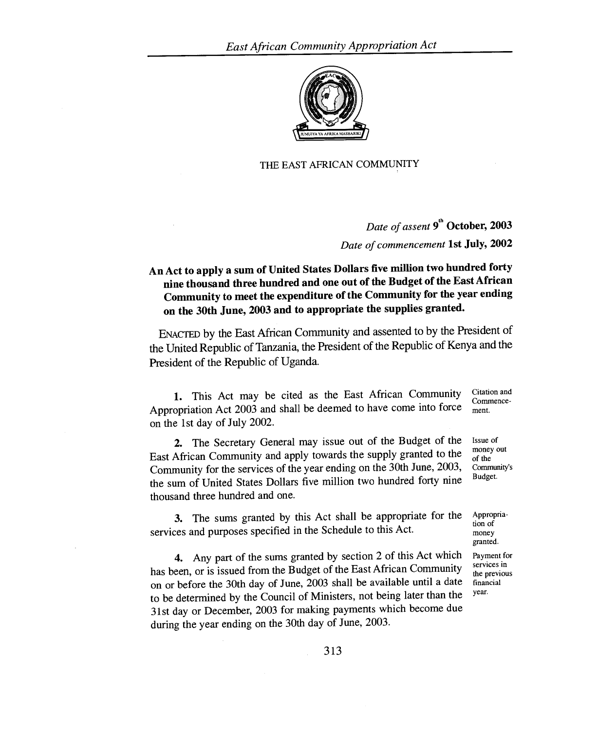THE EAST AFRICAN COMMUNITY

*Date of assent* **9th October, 2003**

*Date of commencement* **1st July, 2002**

**An Act to apply a sum of United States Dollars five million two hundred forty nine thousand three hundred and one out of the Budget of the East African Community to meet the expenditure of the Community for the year ending on the 30th June, 2003 and to appropriate the supplies granted.**

ENACTED by the East African Community and assented to by the President of the United Republic of Tanzania, the President of the Republic of Kenya and the President of the Republic of Uganda.

*Citation and Commencement.*

**1.** This Act may be cited as the East African Community Appropriation Act 2003 and shall be deemed to have come into force on the 1st day of July 2002.

*Issue of money out of the Community's Budget.*

**2.** The Secretary General may issue out of the Budget of the East African Community and apply towards the supply granted to the Community for the services of the year ending on the 30th June, 2003, the sum of United States Dollars five million two hundred forty nine thousand three hundred and one.

*Appropriation of money granted.*

**3.** The sums granted by this Act shall be appropriate for the services and purposes specified in the Schedule to this Act.

*Payment for services in the previous financial year.*

**4.** Any part of the sums granted by section 2 of this Act which has been, or is issued from the Budget of the East African Community on or before the 30th day of June, 2003 shall be available until a date to be determined by the Council of Ministers, not being later than the 31st day or December, 2003 for making payments which become due during the year ending on the 30th day of June, 2003.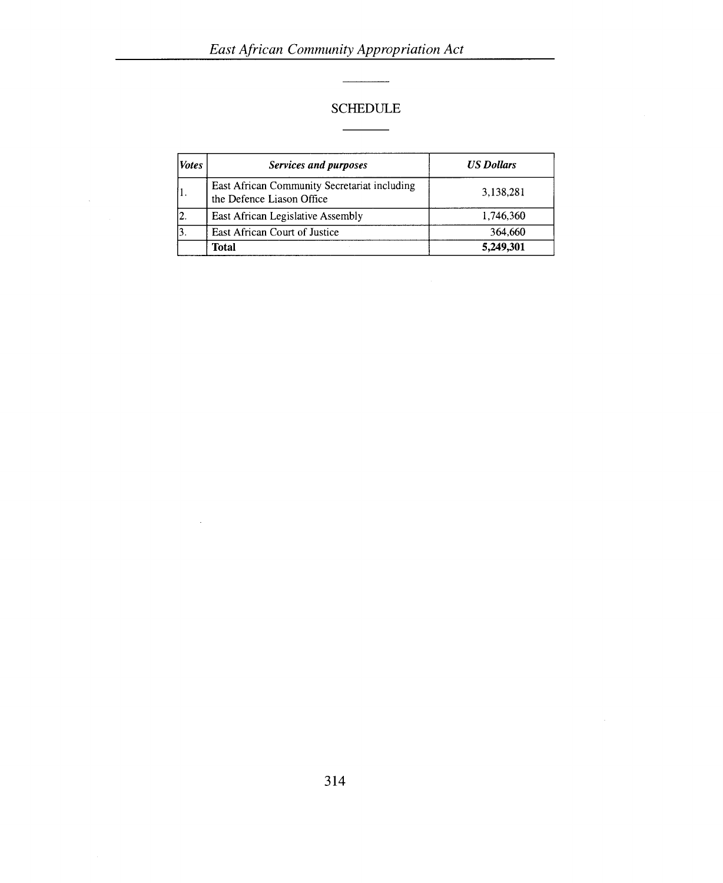## SCHEDULE

| *Votes* | *Services and purposes* | *US Dollars* |
|---|---|---|
| 1. | East African Community Secretariat including the Defence Liason Office | 3,138,281 |
| 2. | East African Legislative Assembly | 1,746,360 |
| 3. | East African Court of Justice | 364,660 |
| | **Total** | **5,249,301** |